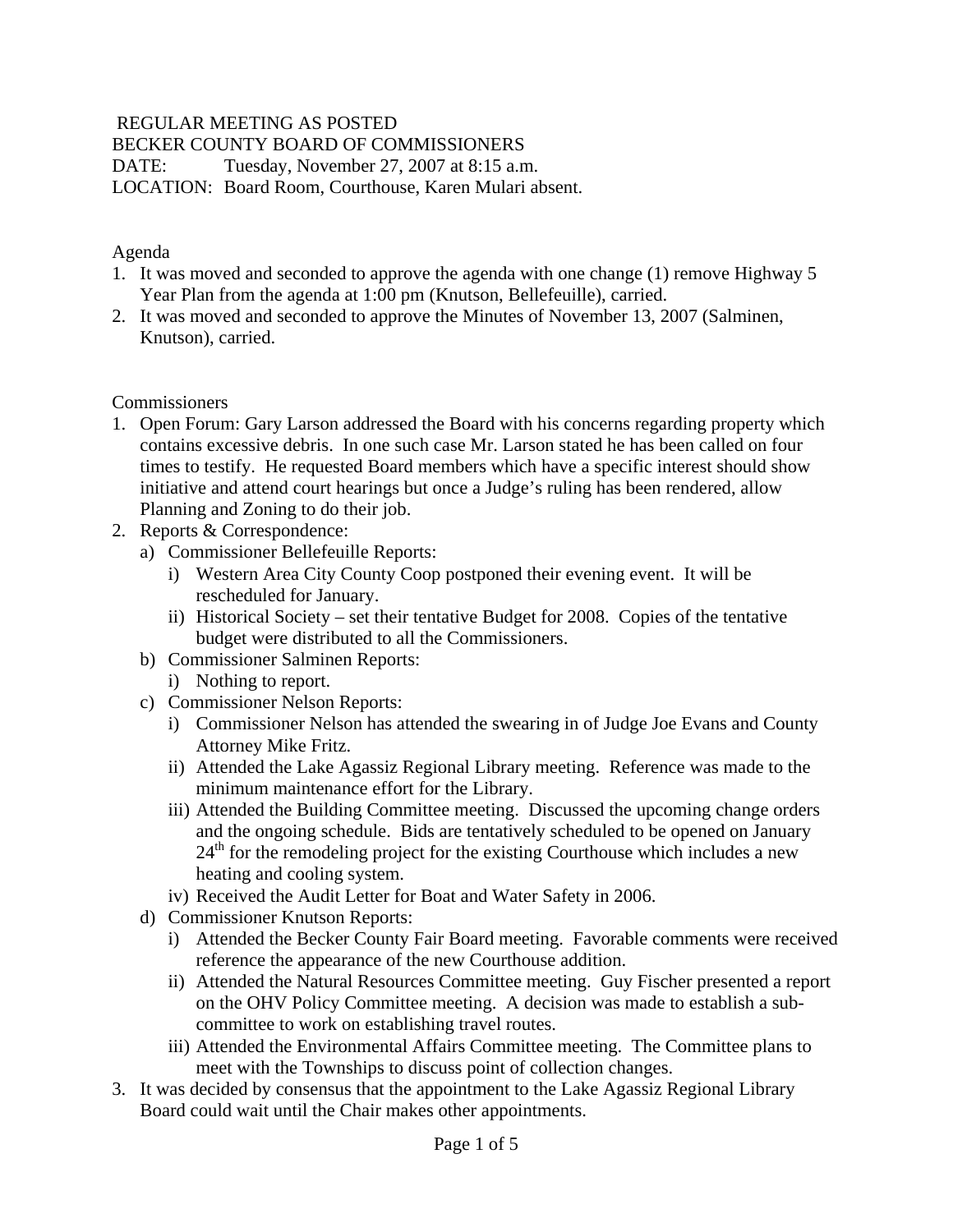REGULAR MEETING AS POSTED
BECKER COUNTY BOARD OF COMMISSIONERS
DATE: Tuesday, November 27, 2007 at 8:15 a.m.
LOCATION: Board Room, Courthouse, Karen Mulari absent.

Agenda

1. It was moved and seconded to approve the agenda with one change (1) remove Highway 5 Year Plan from the agenda at 1:00 pm (Knutson, Bellefeuille), carried.
2. It was moved and seconded to approve the Minutes of November 13, 2007 (Salminen, Knutson), carried.

Commissioners

1. Open Forum: Gary Larson addressed the Board with his concerns regarding property which contains excessive debris. In one such case Mr. Larson stated he has been called on four times to testify. He requested Board members which have a specific interest should show initiative and attend court hearings but once a Judge's ruling has been rendered, allow Planning and Zoning to do their job.
2. Reports & Correspondence:
   a) Commissioner Bellefeuille Reports:
      i) Western Area City County Coop postponed their evening event. It will be rescheduled for January.
      ii) Historical Society – set their tentative Budget for 2008. Copies of the tentative budget were distributed to all the Commissioners.
   b) Commissioner Salminen Reports:
      i) Nothing to report.
   c) Commissioner Nelson Reports:
      i) Commissioner Nelson has attended the swearing in of Judge Joe Evans and County Attorney Mike Fritz.
      ii) Attended the Lake Agassiz Regional Library meeting. Reference was made to the minimum maintenance effort for the Library.
      iii) Attended the Building Committee meeting. Discussed the upcoming change orders and the ongoing schedule. Bids are tentatively scheduled to be opened on January 24th for the remodeling project for the existing Courthouse which includes a new heating and cooling system.
      iv) Received the Audit Letter for Boat and Water Safety in 2006.
   d) Commissioner Knutson Reports:
      i) Attended the Becker County Fair Board meeting. Favorable comments were received reference the appearance of the new Courthouse addition.
      ii) Attended the Natural Resources Committee meeting. Guy Fischer presented a report on the OHV Policy Committee meeting. A decision was made to establish a sub-committee to work on establishing travel routes.
      iii) Attended the Environmental Affairs Committee meeting. The Committee plans to meet with the Townships to discuss point of collection changes.
3. It was decided by consensus that the appointment to the Lake Agassiz Regional Library Board could wait until the Chair makes other appointments.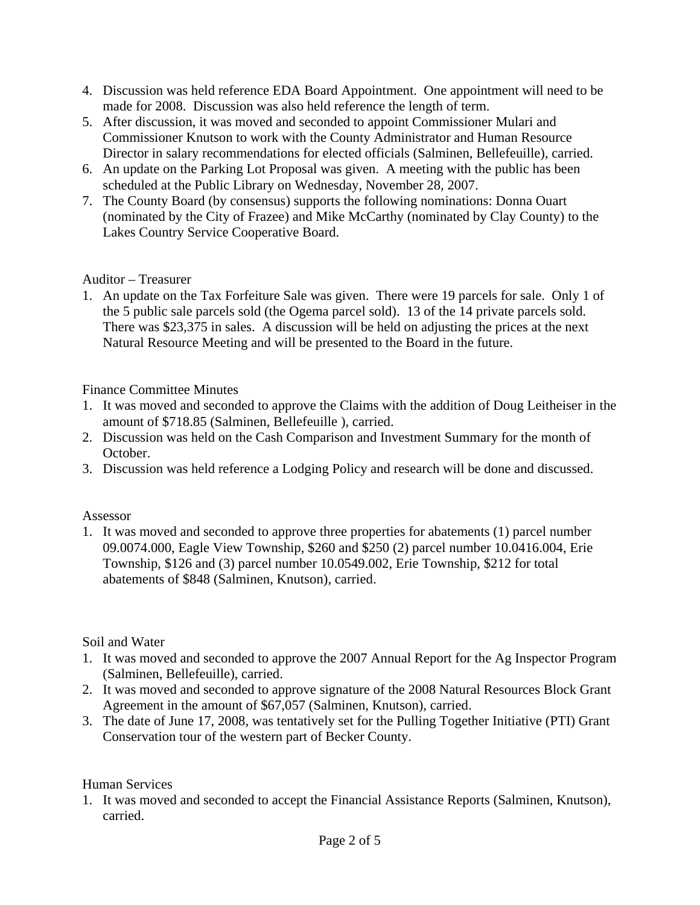4. Discussion was held reference EDA Board Appointment. One appointment will need to be made for 2008. Discussion was also held reference the length of term.
5. After discussion, it was moved and seconded to appoint Commissioner Mulari and Commissioner Knutson to work with the County Administrator and Human Resource Director in salary recommendations for elected officials (Salminen, Bellefeuille), carried.
6. An update on the Parking Lot Proposal was given. A meeting with the public has been scheduled at the Public Library on Wednesday, November 28, 2007.
7. The County Board (by consensus) supports the following nominations: Donna Ouart (nominated by the City of Frazee) and Mike McCarthy (nominated by Clay County) to the Lakes Country Service Cooperative Board.

Auditor – Treasurer

1. An update on the Tax Forfeiture Sale was given. There were 19 parcels for sale. Only 1 of the 5 public sale parcels sold (the Ogema parcel sold). 13 of the 14 private parcels sold. There was $23,375 in sales. A discussion will be held on adjusting the prices at the next Natural Resource Meeting and will be presented to the Board in the future.

Finance Committee Minutes

1. It was moved and seconded to approve the Claims with the addition of Doug Leitheiser in the amount of $718.85 (Salminen, Bellefeuille ), carried.
2. Discussion was held on the Cash Comparison and Investment Summary for the month of October.
3. Discussion was held reference a Lodging Policy and research will be done and discussed.

Assessor

1. It was moved and seconded to approve three properties for abatements (1) parcel number 09.0074.000, Eagle View Township, $260 and $250 (2) parcel number 10.0416.004, Erie Township, $126 and (3) parcel number 10.0549.002, Erie Township, $212 for total abatements of $848 (Salminen, Knutson), carried.

Soil and Water

1. It was moved and seconded to approve the 2007 Annual Report for the Ag Inspector Program (Salminen, Bellefeuille), carried.
2. It was moved and seconded to approve signature of the 2008 Natural Resources Block Grant Agreement in the amount of $67,057 (Salminen, Knutson), carried.
3. The date of June 17, 2008, was tentatively set for the Pulling Together Initiative (PTI) Grant Conservation tour of the western part of Becker County.

Human Services

1. It was moved and seconded to accept the Financial Assistance Reports (Salminen, Knutson), carried.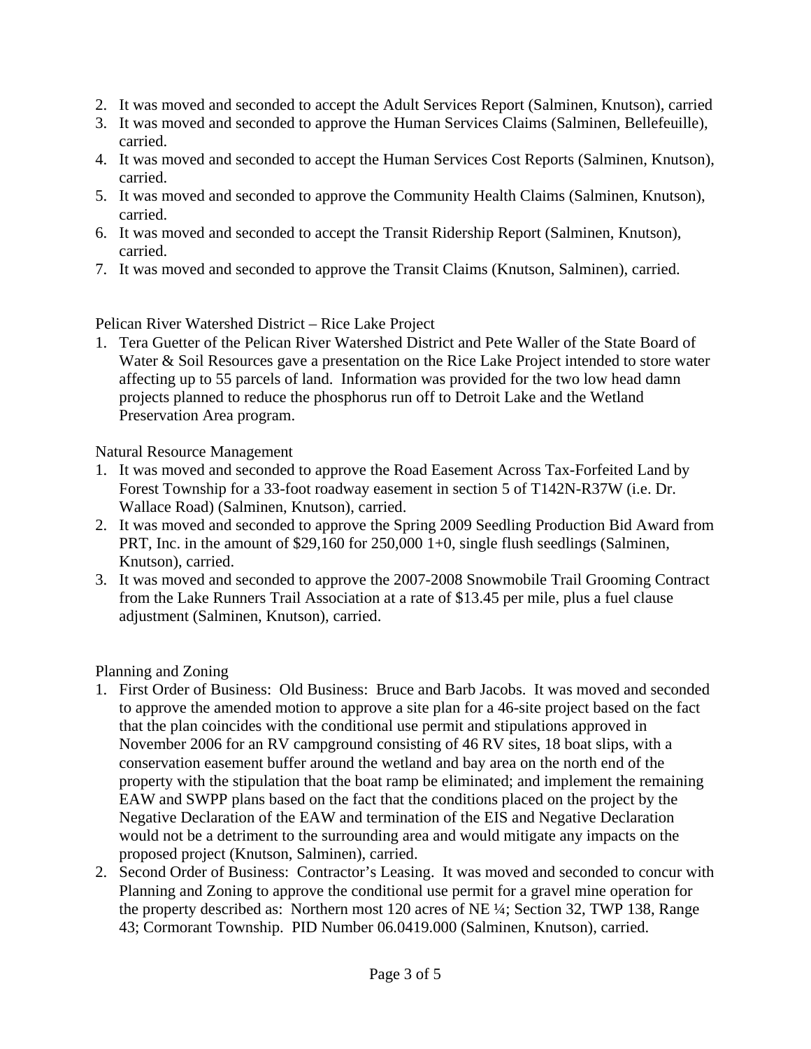2. It was moved and seconded to accept the Adult Services Report (Salminen, Knutson), carried
3. It was moved and seconded to approve the Human Services Claims (Salminen, Bellefeuille), carried.
4. It was moved and seconded to accept the Human Services Cost Reports (Salminen, Knutson), carried.
5. It was moved and seconded to approve the Community Health Claims (Salminen, Knutson), carried.
6. It was moved and seconded to accept the Transit Ridership Report (Salminen, Knutson), carried.
7. It was moved and seconded to approve the Transit Claims (Knutson, Salminen), carried.

Pelican River Watershed District – Rice Lake Project

1. Tera Guetter of the Pelican River Watershed District and Pete Waller of the State Board of Water & Soil Resources gave a presentation on the Rice Lake Project intended to store water affecting up to 55 parcels of land. Information was provided for the two low head damn projects planned to reduce the phosphorus run off to Detroit Lake and the Wetland Preservation Area program.

Natural Resource Management

1. It was moved and seconded to approve the Road Easement Across Tax-Forfeited Land by Forest Township for a 33-foot roadway easement in section 5 of T142N-R37W (i.e. Dr. Wallace Road) (Salminen, Knutson), carried.
2. It was moved and seconded to approve the Spring 2009 Seedling Production Bid Award from PRT, Inc. in the amount of $29,160 for 250,000 1+0, single flush seedlings (Salminen, Knutson), carried.
3. It was moved and seconded to approve the 2007-2008 Snowmobile Trail Grooming Contract from the Lake Runners Trail Association at a rate of $13.45 per mile, plus a fuel clause adjustment (Salminen, Knutson), carried.

Planning and Zoning

1. First Order of Business: Old Business: Bruce and Barb Jacobs. It was moved and seconded to approve the amended motion to approve a site plan for a 46-site project based on the fact that the plan coincides with the conditional use permit and stipulations approved in November 2006 for an RV campground consisting of 46 RV sites, 18 boat slips, with a conservation easement buffer around the wetland and bay area on the north end of the property with the stipulation that the boat ramp be eliminated; and implement the remaining EAW and SWPP plans based on the fact that the conditions placed on the project by the Negative Declaration of the EAW and termination of the EIS and Negative Declaration would not be a detriment to the surrounding area and would mitigate any impacts on the proposed project (Knutson, Salminen), carried.
2. Second Order of Business: Contractor's Leasing. It was moved and seconded to concur with Planning and Zoning to approve the conditional use permit for a gravel mine operation for the property described as: Northern most 120 acres of NE ¼; Section 32, TWP 138, Range 43; Cormorant Township. PID Number 06.0419.000 (Salminen, Knutson), carried.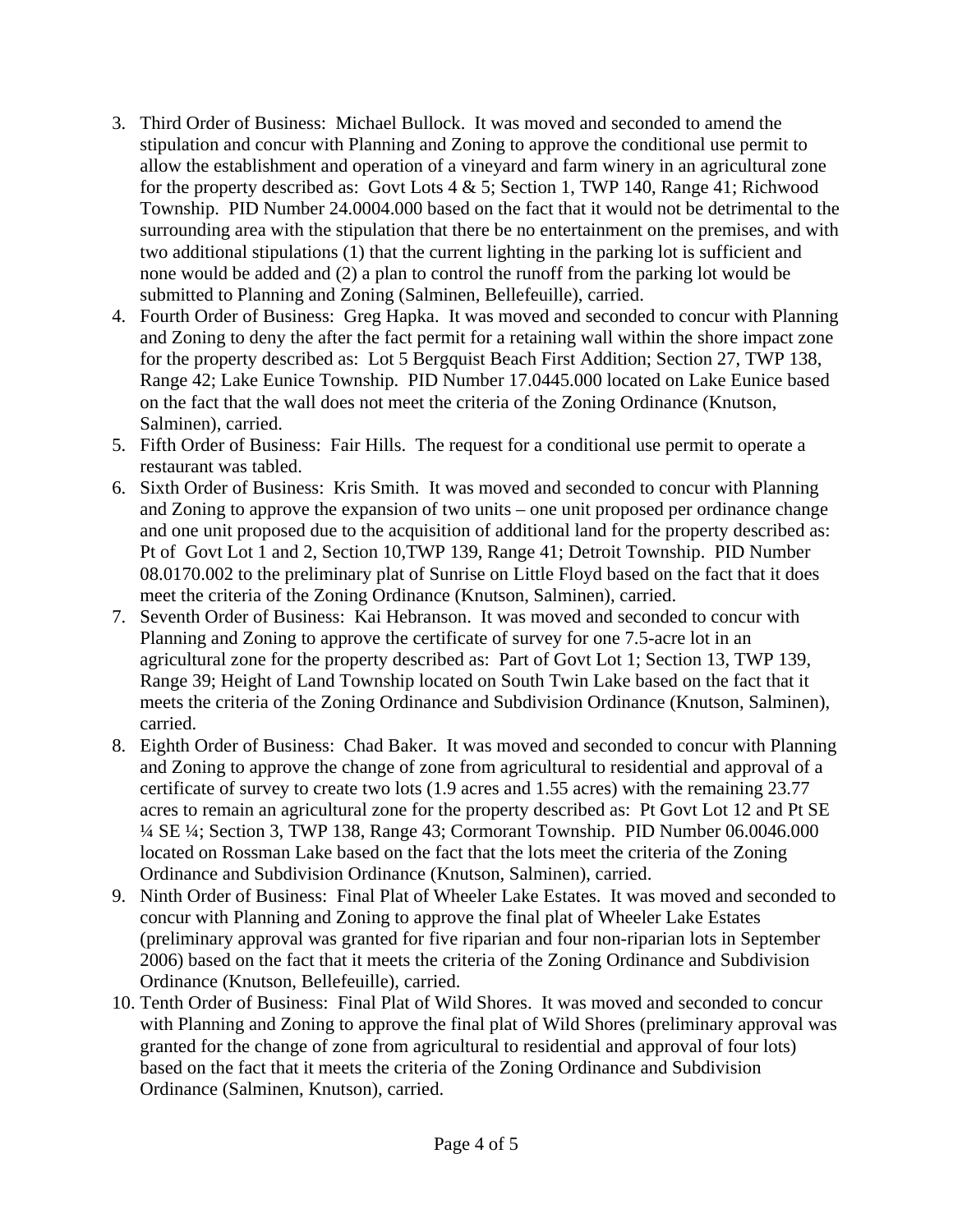3. Third Order of Business: Michael Bullock. It was moved and seconded to amend the stipulation and concur with Planning and Zoning to approve the conditional use permit to allow the establishment and operation of a vineyard and farm winery in an agricultural zone for the property described as: Govt Lots 4 & 5; Section 1, TWP 140, Range 41; Richwood Township. PID Number 24.0004.000 based on the fact that it would not be detrimental to the surrounding area with the stipulation that there be no entertainment on the premises, and with two additional stipulations (1) that the current lighting in the parking lot is sufficient and none would be added and (2) a plan to control the runoff from the parking lot would be submitted to Planning and Zoning (Salminen, Bellefeuille), carried.
4. Fourth Order of Business: Greg Hapka. It was moved and seconded to concur with Planning and Zoning to deny the after the fact permit for a retaining wall within the shore impact zone for the property described as: Lot 5 Bergquist Beach First Addition; Section 27, TWP 138, Range 42; Lake Eunice Township. PID Number 17.0445.000 located on Lake Eunice based on the fact that the wall does not meet the criteria of the Zoning Ordinance (Knutson, Salminen), carried.
5. Fifth Order of Business: Fair Hills. The request for a conditional use permit to operate a restaurant was tabled.
6. Sixth Order of Business: Kris Smith. It was moved and seconded to concur with Planning and Zoning to approve the expansion of two units – one unit proposed per ordinance change and one unit proposed due to the acquisition of additional land for the property described as: Pt of Govt Lot 1 and 2, Section 10,TWP 139, Range 41; Detroit Township. PID Number 08.0170.002 to the preliminary plat of Sunrise on Little Floyd based on the fact that it does meet the criteria of the Zoning Ordinance (Knutson, Salminen), carried.
7. Seventh Order of Business: Kai Hebranson. It was moved and seconded to concur with Planning and Zoning to approve the certificate of survey for one 7.5-acre lot in an agricultural zone for the property described as: Part of Govt Lot 1; Section 13, TWP 139, Range 39; Height of Land Township located on South Twin Lake based on the fact that it meets the criteria of the Zoning Ordinance and Subdivision Ordinance (Knutson, Salminen), carried.
8. Eighth Order of Business: Chad Baker. It was moved and seconded to concur with Planning and Zoning to approve the change of zone from agricultural to residential and approval of a certificate of survey to create two lots (1.9 acres and 1.55 acres) with the remaining 23.77 acres to remain an agricultural zone for the property described as: Pt Govt Lot 12 and Pt SE ¼ SE ¼; Section 3, TWP 138, Range 43; Cormorant Township. PID Number 06.0046.000 located on Rossman Lake based on the fact that the lots meet the criteria of the Zoning Ordinance and Subdivision Ordinance (Knutson, Salminen), carried.
9. Ninth Order of Business: Final Plat of Wheeler Lake Estates. It was moved and seconded to concur with Planning and Zoning to approve the final plat of Wheeler Lake Estates (preliminary approval was granted for five riparian and four non-riparian lots in September 2006) based on the fact that it meets the criteria of the Zoning Ordinance and Subdivision Ordinance (Knutson, Bellefeuille), carried.
10. Tenth Order of Business: Final Plat of Wild Shores. It was moved and seconded to concur with Planning and Zoning to approve the final plat of Wild Shores (preliminary approval was granted for the change of zone from agricultural to residential and approval of four lots) based on the fact that it meets the criteria of the Zoning Ordinance and Subdivision Ordinance (Salminen, Knutson), carried.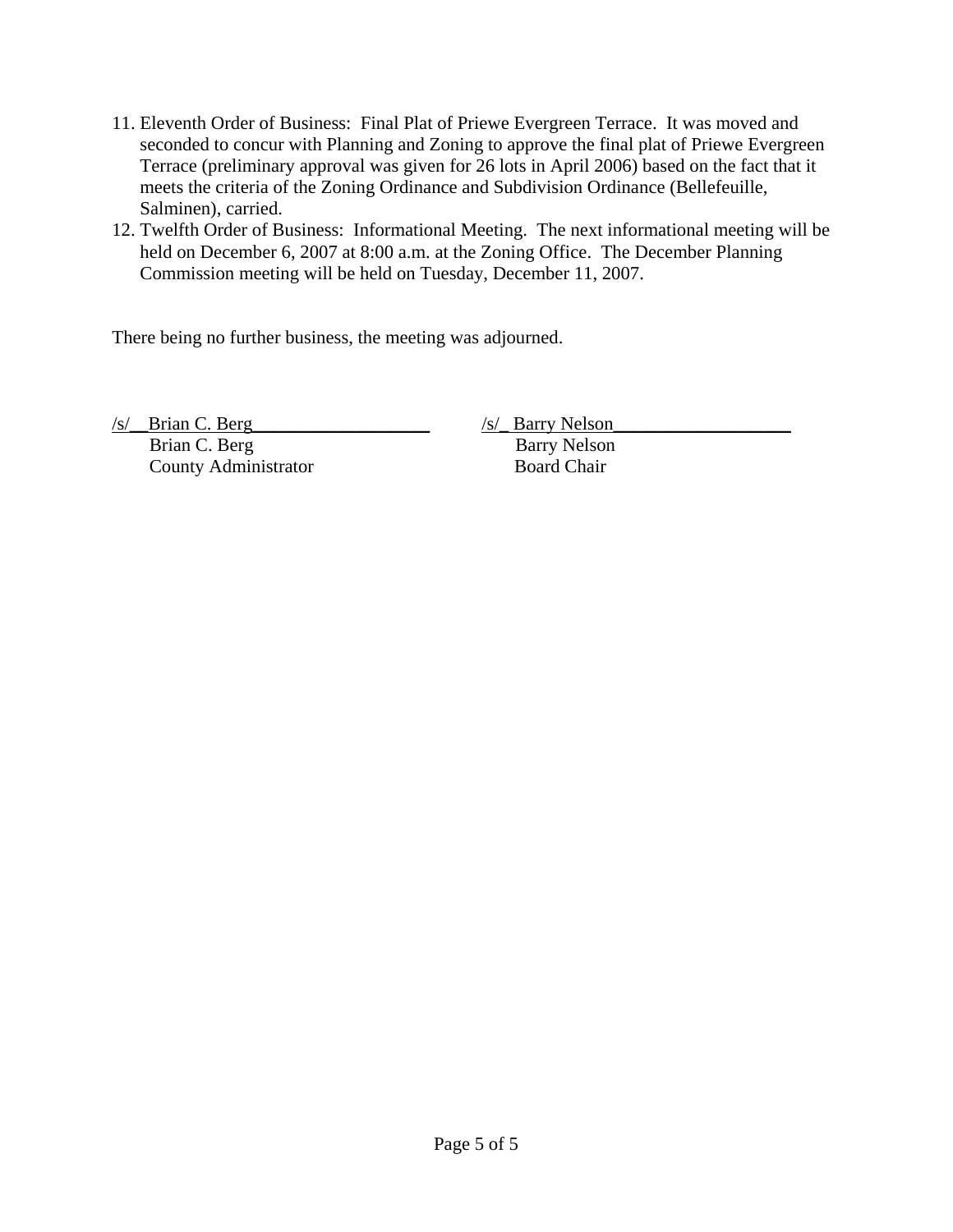11. Eleventh Order of Business: Final Plat of Priewe Evergreen Terrace. It was moved and seconded to concur with Planning and Zoning to approve the final plat of Priewe Evergreen Terrace (preliminary approval was given for 26 lots in April 2006) based on the fact that it meets the criteria of the Zoning Ordinance and Subdivision Ordinance (Bellefeuille, Salminen), carried.
12. Twelfth Order of Business: Informational Meeting. The next informational meeting will be held on December 6, 2007 at 8:00 a.m. at the Zoning Office. The December Planning Commission meeting will be held on Tuesday, December 11, 2007.

There being no further business, the meeting was adjourned.

/s/__Brian C. Berg___________________
Brian C. Berg
County Administrator

/s/_ Barry Nelson___________________
Barry Nelson
Board Chair